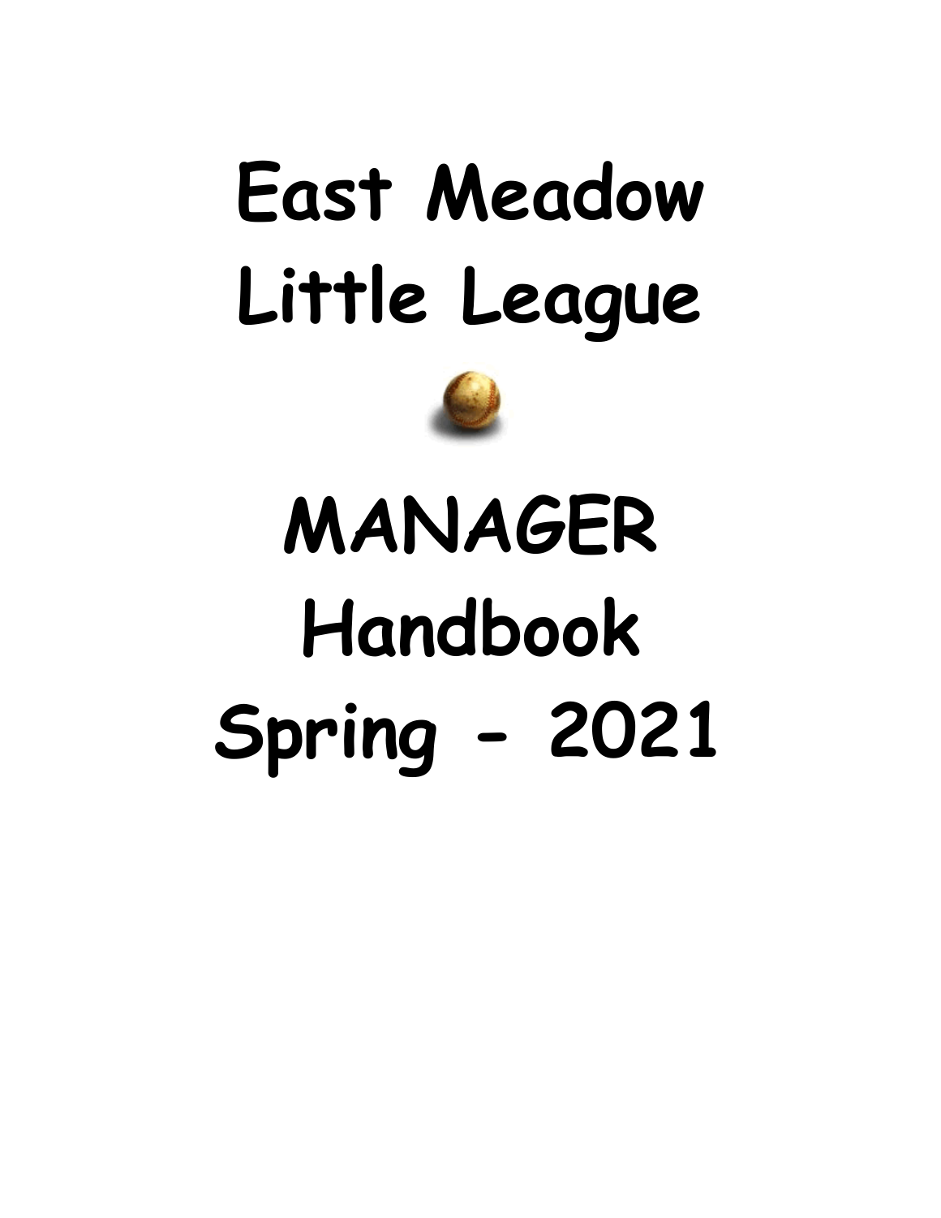# East Meadow Little League

# MANAGER Handbook Spring - 2021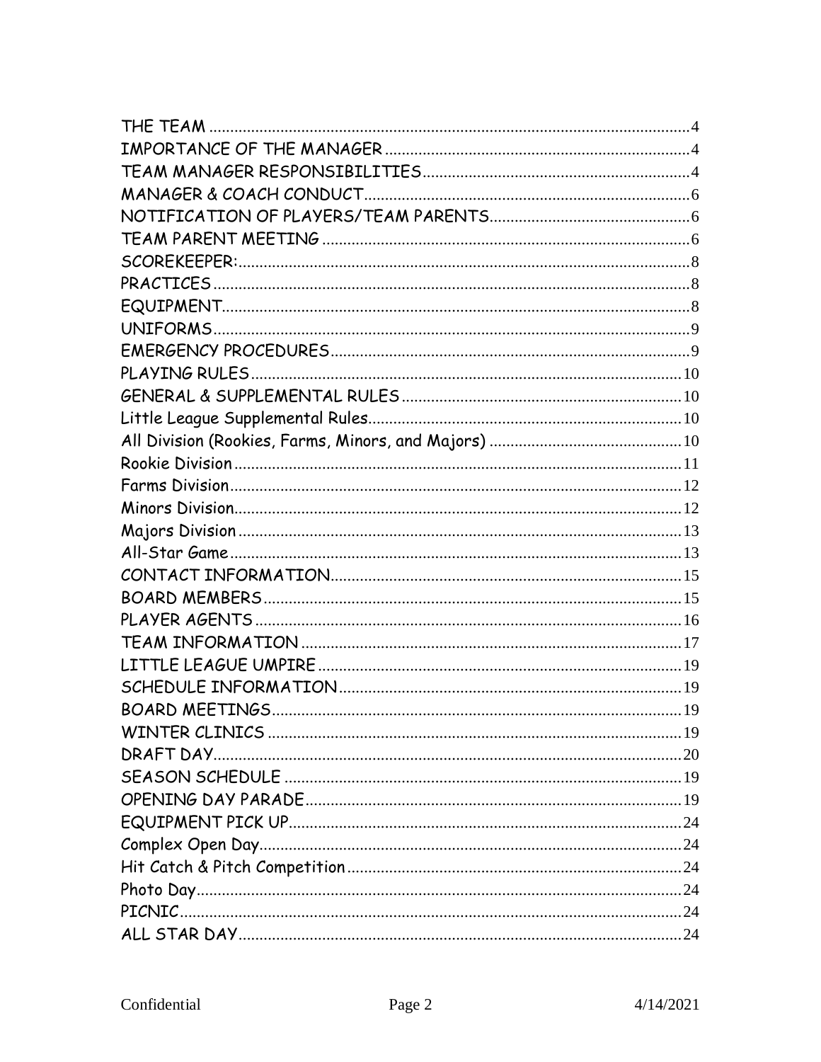THE TEAM .......... 4
IMPORTANCE OF THE MANAGER .......... 4
TEAM MANAGER RESPONSIBILITIES .......... 4
MANAGER & COACH CONDUCT .......... 6
NOTIFICATION OF PLAYERS/TEAM PARENTS .......... 6
TEAM PARENT MEETING .......... 6
SCOREKEEPER: .......... 8
PRACTICES .......... 8
EQUIPMENT .......... 8
UNIFORMS .......... 9
EMERGENCY PROCEDURES .......... 9
PLAYING RULES .......... 10
GENERAL & SUPPLEMENTAL RULES .......... 10
Little League Supplemental Rules .......... 10
All Division (Rookies, Farms, Minors, and Majors) .......... 10
Rookie Division .......... 11
Farms Division .......... 12
Minors Division .......... 12
Majors Division .......... 13
All-Star Game .......... 13
CONTACT INFORMATION .......... 15
BOARD MEMBERS .......... 15
PLAYER AGENTS .......... 16
TEAM INFORMATION .......... 17
LITTLE LEAGUE UMPIRE .......... 19
SCHEDULE INFORMATION .......... 19
BOARD MEETINGS .......... 19
WINTER CLINICS .......... 19
DRAFT DAY .......... 20
SEASON SCHEDULE .......... 19
OPENING DAY PARADE .......... 19
EQUIPMENT PICK UP .......... 24
Complex Open Day .......... 24
Hit Catch & Pitch Competition .......... 24
Photo Day .......... 24
PICNIC .......... 24
ALL STAR DAY .......... 24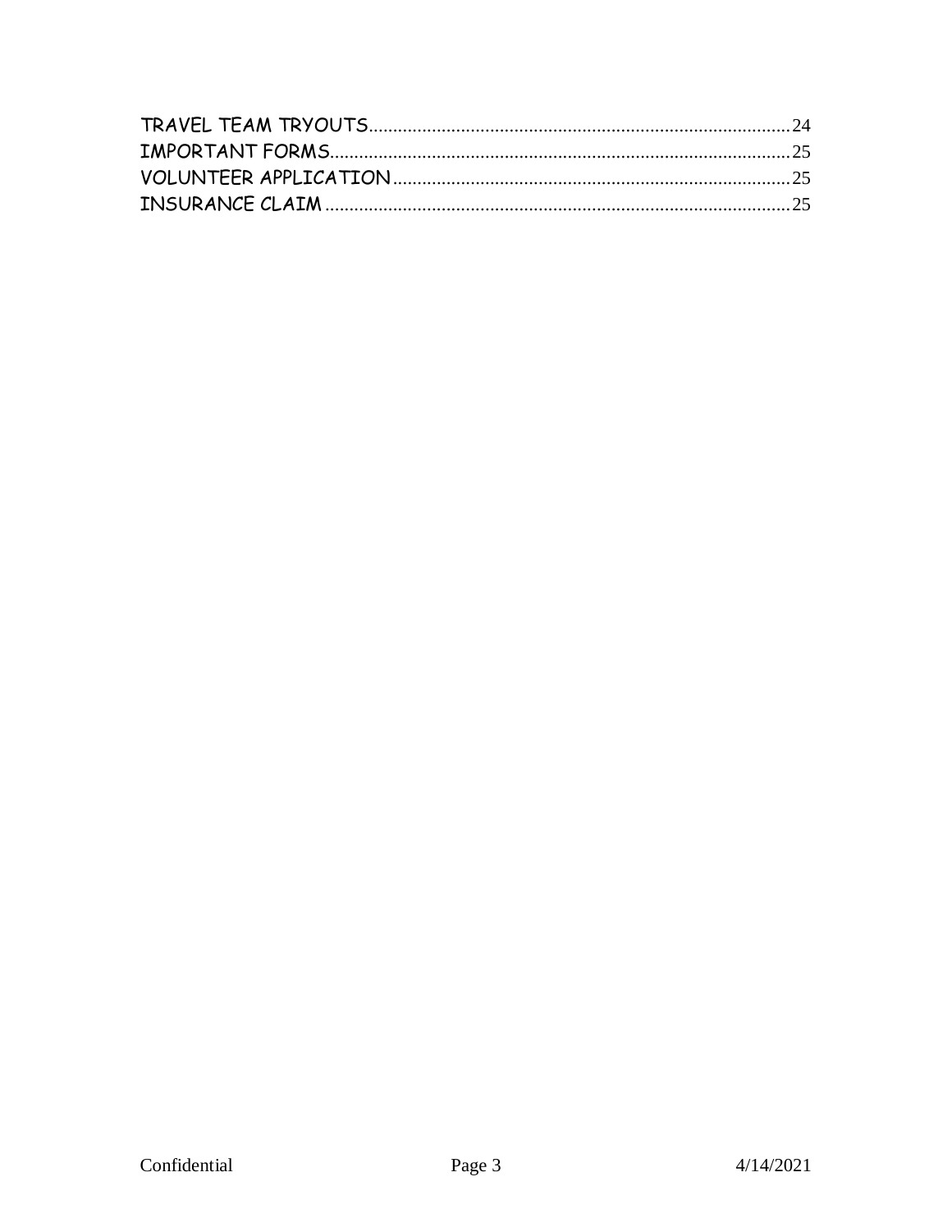TRAVEL TEAM TRYOUTS........................................................................................24
IMPORTANT FORMS...............................................................................................25
VOLUNTEER APPLICATION..................................................................................25
INSURANCE CLAIM...............................................................................................25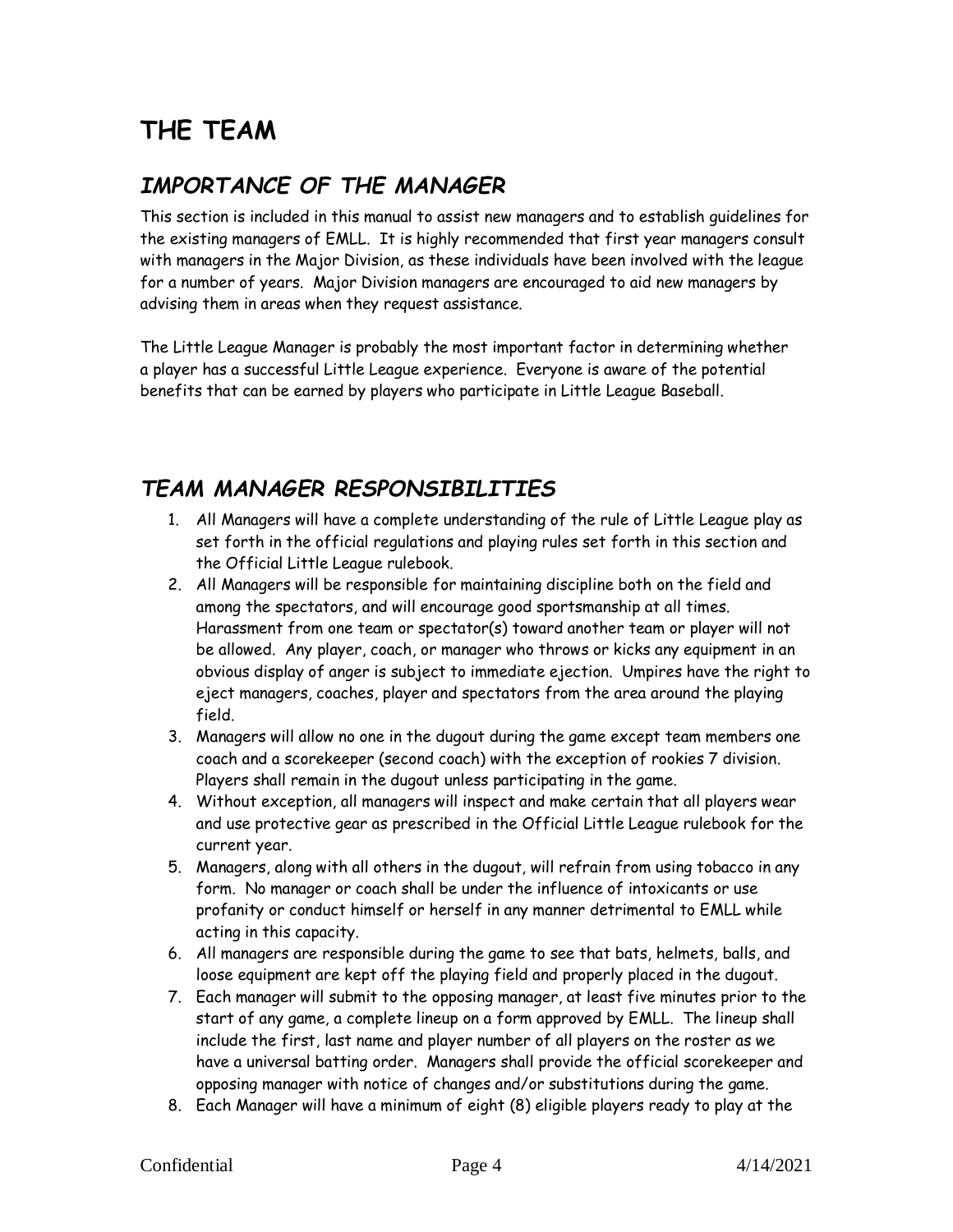# THE TEAM

## *IMPORTANCE OF THE MANAGER*

This section is included in this manual to assist new managers and to establish guidelines for the existing managers of EMLL. It is highly recommended that first year managers consult with managers in the Major Division, as these individuals have been involved with the league for a number of years. Major Division managers are encouraged to aid new managers by advising them in areas when they request assistance.

The Little League Manager is probably the most important factor in determining whether a player has a successful Little League experience. Everyone is aware of the potential benefits that can be earned by players who participate in Little League Baseball.

## *TEAM MANAGER RESPONSIBILITIES*

1. All Managers will have a complete understanding of the rule of Little League play as set forth in the official regulations and playing rules set forth in this section and the Official Little League rulebook.
2. All Managers will be responsible for maintaining discipline both on the field and among the spectators, and will encourage good sportsmanship at all times. Harassment from one team or spectator(s) toward another team or player will not be allowed. Any player, coach, or manager who throws or kicks any equipment in an obvious display of anger is subject to immediate ejection. Umpires have the right to eject managers, coaches, player and spectators from the area around the playing field.
3. Managers will allow no one in the dugout during the game except team members one coach and a scorekeeper (second coach) with the exception of rookies 7 division. Players shall remain in the dugout unless participating in the game.
4. Without exception, all managers will inspect and make certain that all players wear and use protective gear as prescribed in the Official Little League rulebook for the current year.
5. Managers, along with all others in the dugout, will refrain from using tobacco in any form. No manager or coach shall be under the influence of intoxicants or use profanity or conduct himself or herself in any manner detrimental to EMLL while acting in this capacity.
6. All managers are responsible during the game to see that bats, helmets, balls, and loose equipment are kept off the playing field and properly placed in the dugout.
7. Each manager will submit to the opposing manager, at least five minutes prior to the start of any game, a complete lineup on a form approved by EMLL. The lineup shall include the first, last name and player number of all players on the roster as we have a universal batting order. Managers shall provide the official scorekeeper and opposing manager with notice of changes and/or substitutions during the game.
8. Each Manager will have a minimum of eight (8) eligible players ready to play at the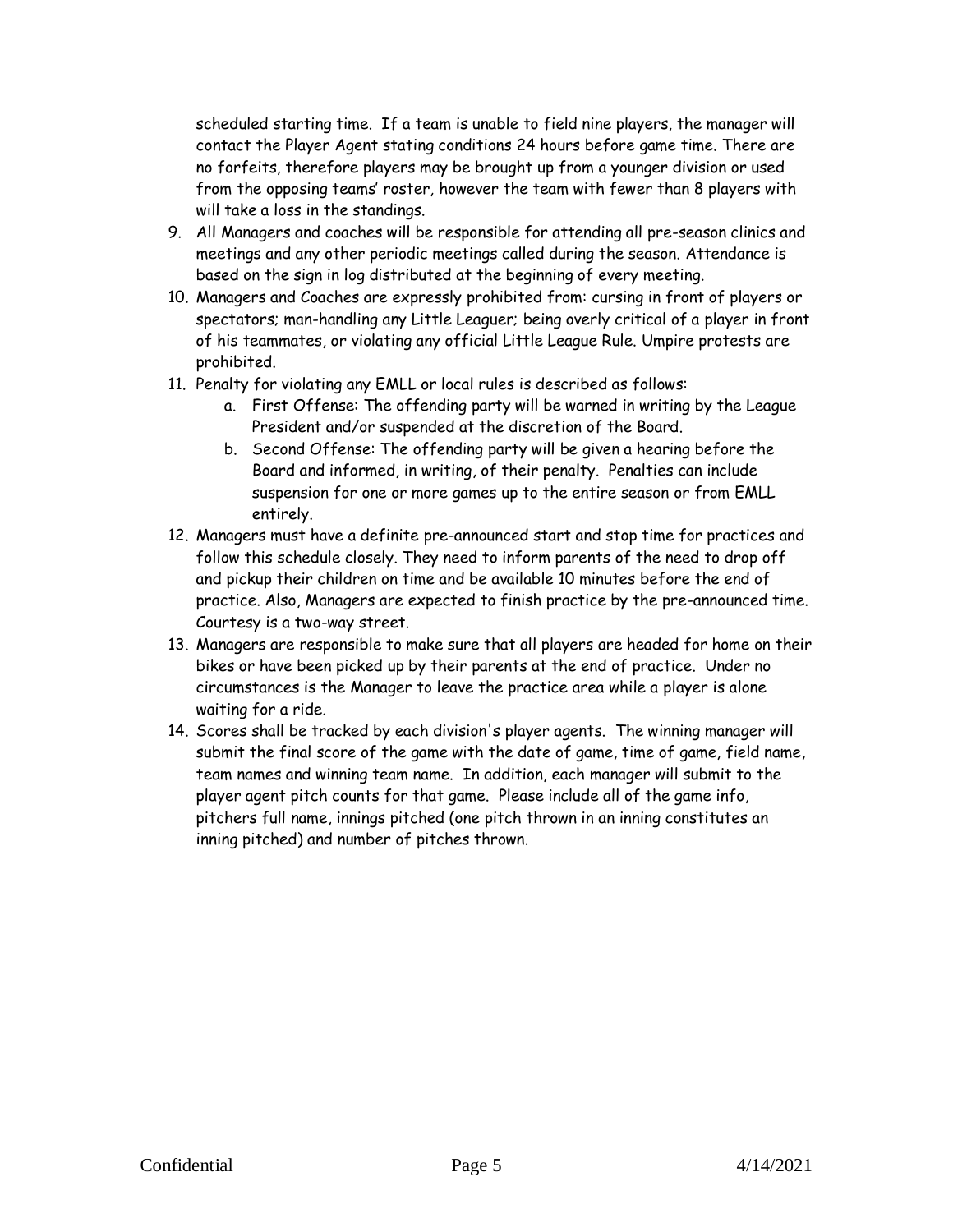scheduled starting time. If a team is unable to field nine players, the manager will contact the Player Agent stating conditions 24 hours before game time. There are no forfeits, therefore players may be brought up from a younger division or used from the opposing teams' roster, however the team with fewer than 8 players with will take a loss in the standings.

9. All Managers and coaches will be responsible for attending all pre-season clinics and meetings and any other periodic meetings called during the season. Attendance is based on the sign in log distributed at the beginning of every meeting.
10. Managers and Coaches are expressly prohibited from: cursing in front of players or spectators; man-handling any Little Leaguer; being overly critical of a player in front of his teammates, or violating any official Little League Rule. Umpire protests are prohibited.
11. Penalty for violating any EMLL or local rules is described as follows:
    a. First Offense: The offending party will be warned in writing by the League President and/or suspended at the discretion of the Board.
    b. Second Offense: The offending party will be given a hearing before the Board and informed, in writing, of their penalty. Penalties can include suspension for one or more games up to the entire season or from EMLL entirely.
12. Managers must have a definite pre-announced start and stop time for practices and follow this schedule closely. They need to inform parents of the need to drop off and pickup their children on time and be available 10 minutes before the end of practice. Also, Managers are expected to finish practice by the pre-announced time. Courtesy is a two-way street.
13. Managers are responsible to make sure that all players are headed for home on their bikes or have been picked up by their parents at the end of practice. Under no circumstances is the Manager to leave the practice area while a player is alone waiting for a ride.
14. Scores shall be tracked by each division's player agents. The winning manager will submit the final score of the game with the date of game, time of game, field name, team names and winning team name. In addition, each manager will submit to the player agent pitch counts for that game. Please include all of the game info, pitchers full name, innings pitched (one pitch thrown in an inning constitutes an inning pitched) and number of pitches thrown.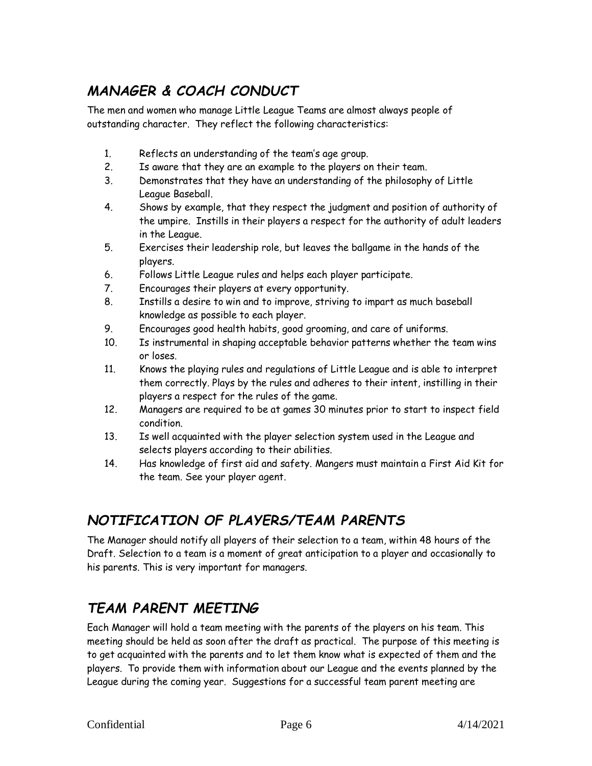## *MANAGER & COACH CONDUCT*

The men and women who manage Little League Teams are almost always people of outstanding character. They reflect the following characteristics:

1. Reflects an understanding of the team's age group.
2. Is aware that they are an example to the players on their team.
3. Demonstrates that they have an understanding of the philosophy of Little League Baseball.
4. Shows by example, that they respect the judgment and position of authority of the umpire. Instills in their players a respect for the authority of adult leaders in the League.
5. Exercises their leadership role, but leaves the ballgame in the hands of the players.
6. Follows Little League rules and helps each player participate.
7. Encourages their players at every opportunity.
8. Instills a desire to win and to improve, striving to impart as much baseball knowledge as possible to each player.
9. Encourages good health habits, good grooming, and care of uniforms.
10. Is instrumental in shaping acceptable behavior patterns whether the team wins or loses.
11. Knows the playing rules and regulations of Little League and is able to interpret them correctly. Plays by the rules and adheres to their intent, instilling in their players a respect for the rules of the game.
12. Managers are required to be at games 30 minutes prior to start to inspect field condition.
13. Is well acquainted with the player selection system used in the League and selects players according to their abilities.
14. Has knowledge of first aid and safety. Mangers must maintain a First Aid Kit for the team. See your player agent.

## *NOTIFICATION OF PLAYERS/TEAM PARENTS*

The Manager should notify all players of their selection to a team, within 48 hours of the Draft. Selection to a team is a moment of great anticipation to a player and occasionally to his parents. This is very important for managers.

## *TEAM PARENT MEETING*

Each Manager will hold a team meeting with the parents of the players on his team. This meeting should be held as soon after the draft as practical. The purpose of this meeting is to get acquainted with the parents and to let them know what is expected of them and the players. To provide them with information about our League and the events planned by the League during the coming year. Suggestions for a successful team parent meeting are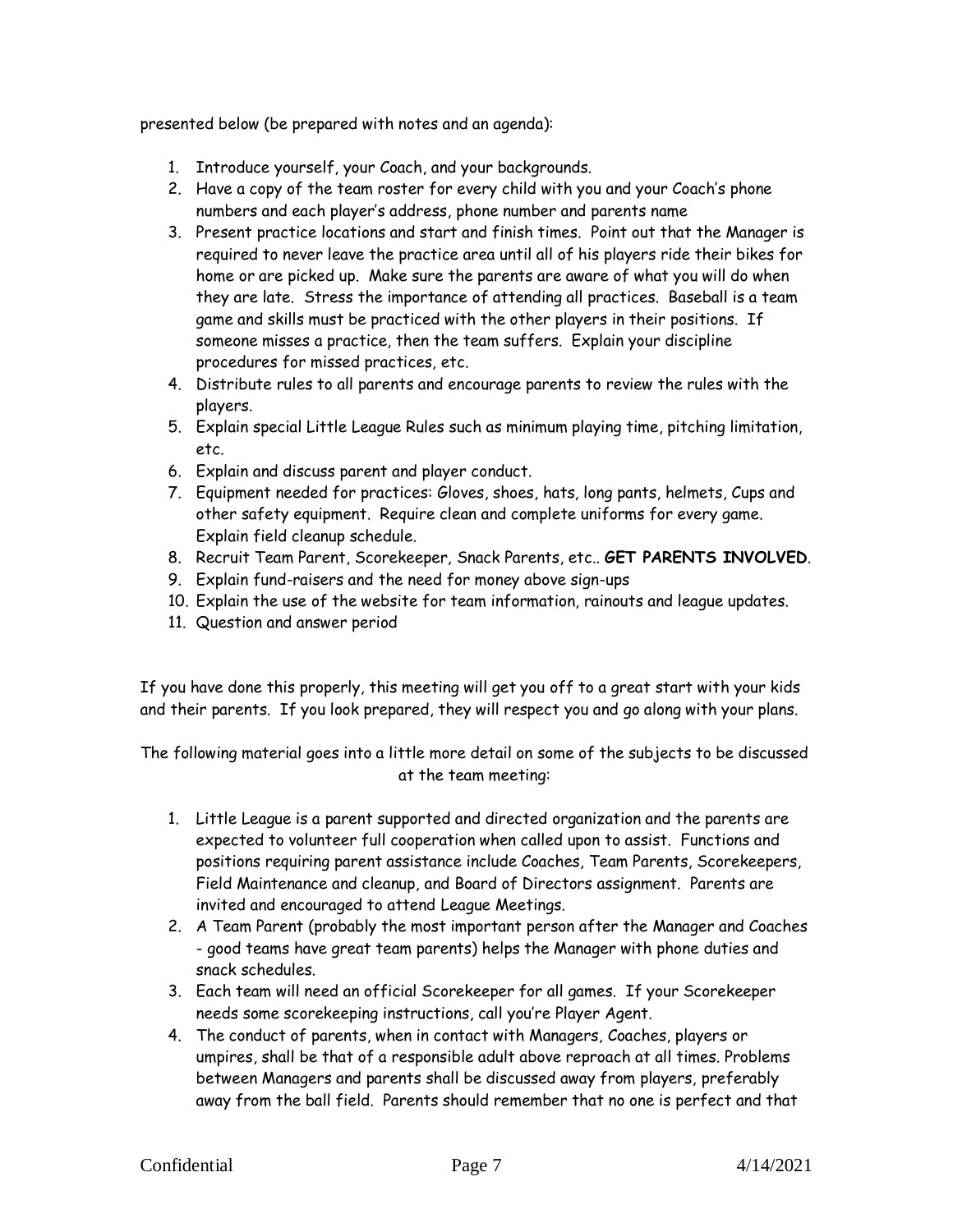presented below (be prepared with notes and an agenda):

1. Introduce yourself, your Coach, and your backgrounds.
2. Have a copy of the team roster for every child with you and your Coach's phone numbers and each player's address, phone number and parents name
3. Present practice locations and start and finish times. Point out that the Manager is required to never leave the practice area until all of his players ride their bikes for home or are picked up. Make sure the parents are aware of what you will do when they are late. Stress the importance of attending all practices. Baseball is a team game and skills must be practiced with the other players in their positions. If someone misses a practice, then the team suffers. Explain your discipline procedures for missed practices, etc.
4. Distribute rules to all parents and encourage parents to review the rules with the players.
5. Explain special Little League Rules such as minimum playing time, pitching limitation, etc.
6. Explain and discuss parent and player conduct.
7. Equipment needed for practices: Gloves, shoes, hats, long pants, helmets, Cups and other safety equipment. Require clean and complete uniforms for every game. Explain field cleanup schedule.
8. Recruit Team Parent, Scorekeeper, Snack Parents, etc.. **GET PARENTS INVOLVED**.
9. Explain fund-raisers and the need for money above sign-ups
10. Explain the use of the website for team information, rainouts and league updates.
11. Question and answer period

If you have done this properly, this meeting will get you off to a great start with your kids and their parents. If you look prepared, they will respect you and go along with your plans.

The following material goes into a little more detail on some of the subjects to be discussed at the team meeting:

1. Little League is a parent supported and directed organization and the parents are expected to volunteer full cooperation when called upon to assist. Functions and positions requiring parent assistance include Coaches, Team Parents, Scorekeepers, Field Maintenance and cleanup, and Board of Directors assignment. Parents are invited and encouraged to attend League Meetings.
2. A Team Parent (probably the most important person after the Manager and Coaches - good teams have great team parents) helps the Manager with phone duties and snack schedules.
3. Each team will need an official Scorekeeper for all games. If your Scorekeeper needs some scorekeeping instructions, call you're Player Agent.
4. The conduct of parents, when in contact with Managers, Coaches, players or umpires, shall be that of a responsible adult above reproach at all times. Problems between Managers and parents shall be discussed away from players, preferably away from the ball field. Parents should remember that no one is perfect and that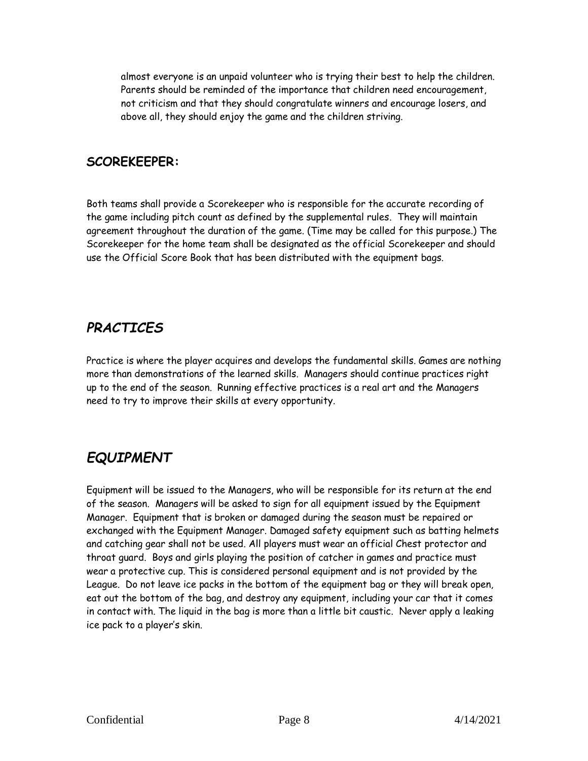almost everyone is an unpaid volunteer who is trying their best to help the children. Parents should be reminded of the importance that children need encouragement, not criticism and that they should congratulate winners and encourage losers, and above all, they should enjoy the game and the children striving.

### SCOREKEEPER:

Both teams shall provide a Scorekeeper who is responsible for the accurate recording of the game including pitch count as defined by the supplemental rules. They will maintain agreement throughout the duration of the game. (Time may be called for this purpose.) The Scorekeeper for the home team shall be designated as the official Scorekeeper and should use the Official Score Book that has been distributed with the equipment bags.

## *PRACTICES*

Practice is where the player acquires and develops the fundamental skills. Games are nothing more than demonstrations of the learned skills. Managers should continue practices right up to the end of the season. Running effective practices is a real art and the Managers need to try to improve their skills at every opportunity.

## *EQUIPMENT*

Equipment will be issued to the Managers, who will be responsible for its return at the end of the season. Managers will be asked to sign for all equipment issued by the Equipment Manager. Equipment that is broken or damaged during the season must be repaired or exchanged with the Equipment Manager. Damaged safety equipment such as batting helmets and catching gear shall not be used. All players must wear an official Chest protector and throat guard. Boys and girls playing the position of catcher in games and practice must wear a protective cup. This is considered personal equipment and is not provided by the League. Do not leave ice packs in the bottom of the equipment bag or they will break open, eat out the bottom of the bag, and destroy any equipment, including your car that it comes in contact with. The liquid in the bag is more than a little bit caustic. Never apply a leaking ice pack to a player's skin.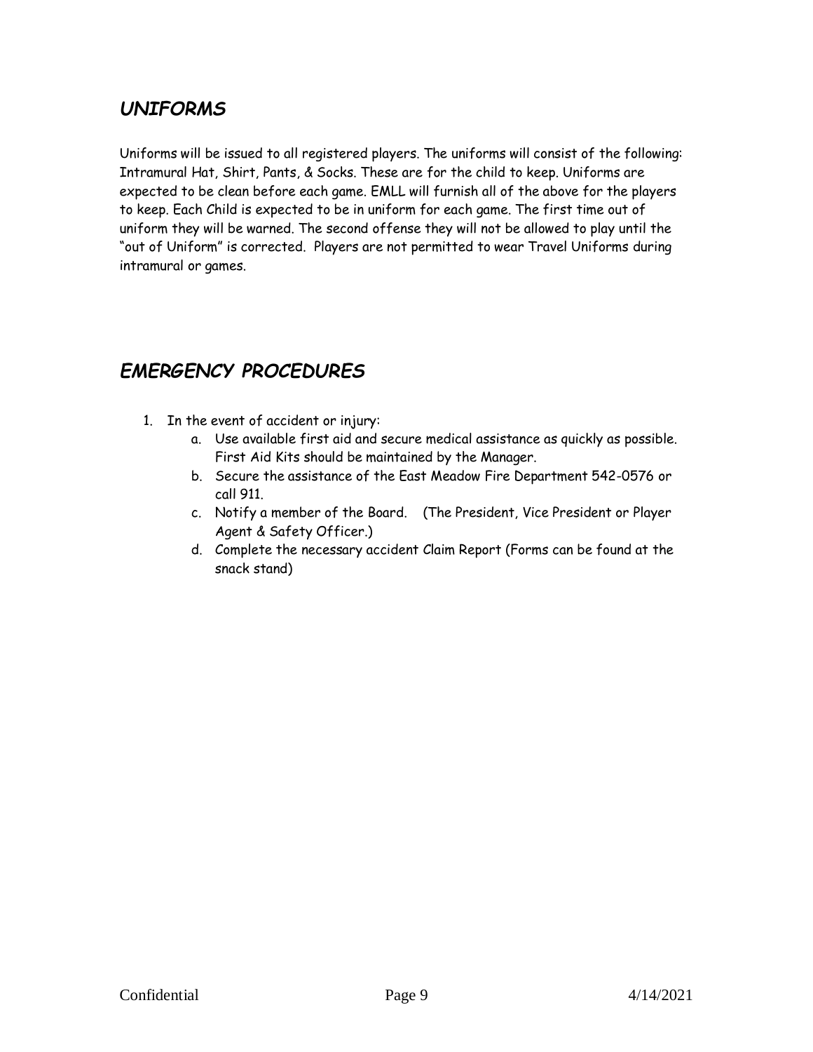## *UNIFORMS*

Uniforms will be issued to all registered players. The uniforms will consist of the following: Intramural Hat, Shirt, Pants, & Socks. These are for the child to keep. Uniforms are expected to be clean before each game. EMLL will furnish all of the above for the players to keep. Each Child is expected to be in uniform for each game. The first time out of uniform they will be warned. The second offense they will not be allowed to play until the "out of Uniform" is corrected. Players are not permitted to wear Travel Uniforms during intramural or games.

## *EMERGENCY PROCEDURES*

1. In the event of accident or injury:
   a. Use available first aid and secure medical assistance as quickly as possible. First Aid Kits should be maintained by the Manager.
   b. Secure the assistance of the East Meadow Fire Department 542-0576 or call 911.
   c. Notify a member of the Board. (The President, Vice President or Player Agent & Safety Officer.)
   d. Complete the necessary accident Claim Report (Forms can be found at the snack stand)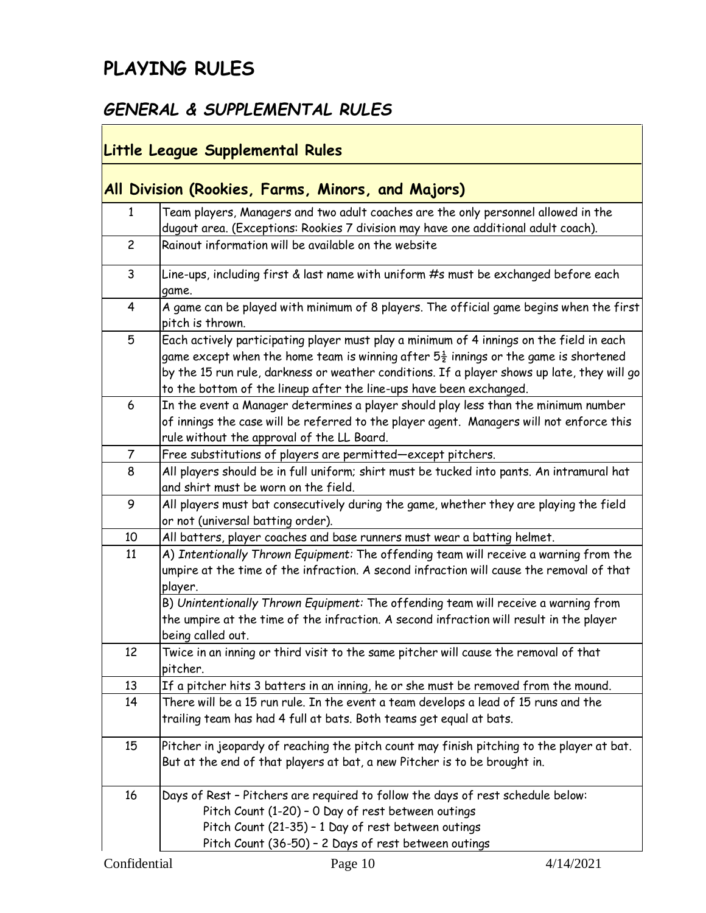# PLAYING RULES

## *GENERAL & SUPPLEMENTAL RULES*

| **Little League Supplemental Rules** | |
|---|---|
| **All Division (Rookies, Farms, Minors, and Majors)** | |
| 1 | Team players, Managers and two adult coaches are the only personnel allowed in the dugout area. (Exceptions: Rookies 7 division may have one additional adult coach). |
| 2 | Rainout information will be available on the website |
| 3 | Line-ups, including first & last name with uniform #s must be exchanged before each game. |
| 4 | A game can be played with minimum of 8 players. The official game begins when the first pitch is thrown. |
| 5 | Each actively participating player must play a minimum of 4 innings on the field in each game except when the home team is winning after 5½ innings or the game is shortened by the 15 run rule, darkness or weather conditions. If a player shows up late, they will go to the bottom of the lineup after the line-ups have been exchanged. |
| 6 | In the event a Manager determines a player should play less than the minimum number of innings the case will be referred to the player agent. Managers will not enforce this rule without the approval of the LL Board. |
| 7 | Free substitutions of players are permitted—except pitchers. |
| 8 | All players should be in full uniform; shirt must be tucked into pants. An intramural hat and shirt must be worn on the field. |
| 9 | All players must bat consecutively during the game, whether they are playing the field or not (universal batting order). |
| 10 | All batters, player coaches and base runners must wear a batting helmet. |
| 11 | A) *Intentionally Thrown Equipment:* The offending team will receive a warning from the umpire at the time of the infraction. A second infraction will cause the removal of that player. |
| | B) *Unintentionally Thrown Equipment:* The offending team will receive a warning from the umpire at the time of the infraction. A second infraction will result in the player being called out. |
| 12 | Twice in an inning or third visit to the same pitcher will cause the removal of that pitcher. |
| 13 | If a pitcher hits 3 batters in an inning, he or she must be removed from the mound. |
| 14 | There will be a 15 run rule. In the event a team develops a lead of 15 runs and the trailing team has had 4 full at bats. Both teams get equal at bats. |
| 15 | Pitcher in jeopardy of reaching the pitch count may finish pitching to the player at bat. But at the end of that players at bat, a new Pitcher is to be brought in. |
| 16 | Days of Rest – Pitchers are required to follow the days of rest schedule below:<br>Pitch Count (1-20) – 0 Day of rest between outings<br>Pitch Count (21-35) – 1 Day of rest between outings<br>Pitch Count (36-50) – 2 Days of rest between outings |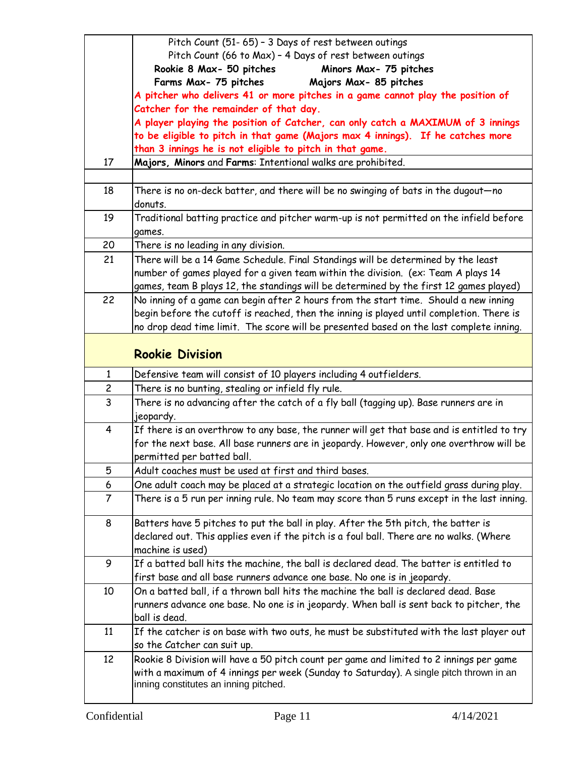| | |
|---|---|
| | Pitch Count (51- 65) – 3 Days of rest between outings<br>Pitch Count (66 to Max) – 4 Days of rest between outings<br>**Rookie 8 Max- 50 pitches** **Minors Max- 75 pitches**<br>**Farms Max- 75 pitches** **Majors Max- 85 pitches**<br>**A pitcher who delivers 41 or more pitches in a game cannot play the position of Catcher for the remainder of that day.**<br>**A player playing the position of Catcher, can only catch a MAXIMUM of 3 innings to be eligible to pitch in that game (Majors max 4 innings). If he catches more than 3 innings he is not eligible to pitch in that game.** |
| 17 | **Majors, Minors** and **Farms**: Intentional walks are prohibited. |
| | |
| 18 | There is no on-deck batter, and there will be no swinging of bats in the dugout—no donuts. |
| 19 | Traditional batting practice and pitcher warm-up is not permitted on the infield before games. |
| 20 | There is no leading in any division. |
| 21 | There will be a 14 Game Schedule. Final Standings will be determined by the least number of games played for a given team within the division. (ex: Team A plays 14 games, team B plays 12, the standings will be determined by the first 12 games played) |
| 22 | No inning of a game can begin after 2 hours from the start time. Should a new inning begin before the cutoff is reached, then the inning is played until completion. There is no drop dead time limit. The score will be presented based on the last complete inning. |

## Rookie Division

| | |
|---|---|
| 1 | Defensive team will consist of 10 players including 4 outfielders. |
| 2 | There is no bunting, stealing or infield fly rule. |
| 3 | There is no advancing after the catch of a fly ball (tagging up). Base runners are in jeopardy. |
| 4 | If there is an overthrow to any base, the runner will get that base and is entitled to try for the next base. All base runners are in jeopardy. However, only one overthrow will be permitted per batted ball. |
| 5 | Adult coaches must be used at first and third bases. |
| 6 | One adult coach may be placed at a strategic location on the outfield grass during play. |
| 7 | There is a 5 run per inning rule. No team may score than 5 runs except in the last inning. |
| 8 | Batters have 5 pitches to put the ball in play. After the 5th pitch, the batter is declared out. This applies even if the pitch is a foul ball. There are no walks. (Where machine is used) |
| 9 | If a batted ball hits the machine, the ball is declared dead. The batter is entitled to first base and all base runners advance one base. No one is in jeopardy. |
| 10 | On a batted ball, if a thrown ball hits the machine the ball is declared dead. Base runners advance one base. No one is in jeopardy. When ball is sent back to pitcher, the ball is dead. |
| 11 | If the catcher is on base with two outs, he must be substituted with the last player out so the Catcher can suit up. |
| 12 | Rookie 8 Division will have a 50 pitch count per game and limited to 2 innings per game with a maximum of 4 innings per week (Sunday to Saturday). A single pitch thrown in an inning constitutes an inning pitched. |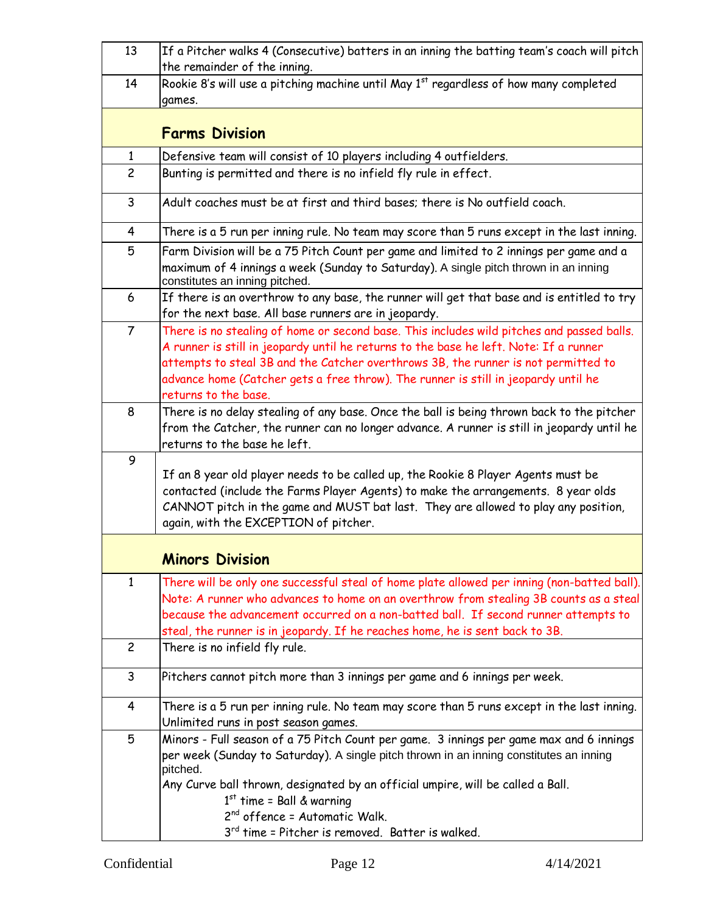| | |
|---|---|
| 13 | If a Pitcher walks 4 (Consecutive) batters in an inning the batting team's coach will pitch the remainder of the inning. |
| 14 | Rookie 8's will use a pitching machine until May 1st regardless of how many completed games. |
| | **Farms Division** |
| 1 | Defensive team will consist of 10 players including 4 outfielders. |
| 2 | Bunting is permitted and there is no infield fly rule in effect. |
| 3 | Adult coaches must be at first and third bases; there is No outfield coach. |
| 4 | There is a 5 run per inning rule. No team may score than 5 runs except in the last inning. |
| 5 | Farm Division will be a 75 Pitch Count per game and limited to 2 innings per game and a maximum of 4 innings a week (Sunday to Saturday). A single pitch thrown in an inning constitutes an inning pitched. |
| 6 | If there is an overthrow to any base, the runner will get that base and is entitled to try for the next base. All base runners are in jeopardy. |
| 7 | There is no stealing of home or second base. This includes wild pitches and passed balls. A runner is still in jeopardy until he returns to the base he left. Note: If a runner attempts to steal 3B and the Catcher overthrows 3B, the runner is not permitted to advance home (Catcher gets a free throw). The runner is still in jeopardy until he returns to the base. |
| 8 | There is no delay stealing of any base. Once the ball is being thrown back to the pitcher from the Catcher, the runner can no longer advance. A runner is still in jeopardy until he returns to the base he left. |
| 9 | If an 8 year old player needs to be called up, the Rookie 8 Player Agents must be contacted (include the Farms Player Agents) to make the arrangements. 8 year olds CANNOT pitch in the game and MUST bat last. They are allowed to play any position, again, with the EXCEPTION of pitcher. |
| | **Minors Division** |
| 1 | There will be only one successful steal of home plate allowed per inning (non-batted ball). Note: A runner who advances to home on an overthrow from stealing 3B counts as a steal because the advancement occurred on a non-batted ball. If second runner attempts to steal, the runner is in jeopardy. If he reaches home, he is sent back to 3B. |
| 2 | There is no infield fly rule. |
| 3 | Pitchers cannot pitch more than 3 innings per game and 6 innings per week. |
| 4 | There is a 5 run per inning rule. No team may score than 5 runs except in the last inning. Unlimited runs in post season games. |
| 5 | Minors - Full season of a 75 Pitch Count per game. 3 innings per game max and 6 innings per week (Sunday to Saturday). A single pitch thrown in an inning constitutes an inning pitched.<br>Any Curve ball thrown, designated by an official umpire, will be called a Ball.<br>1st time = Ball & warning<br>2nd offence = Automatic Walk.<br>3rd time = Pitcher is removed. Batter is walked. |

Confidential 4/14/2021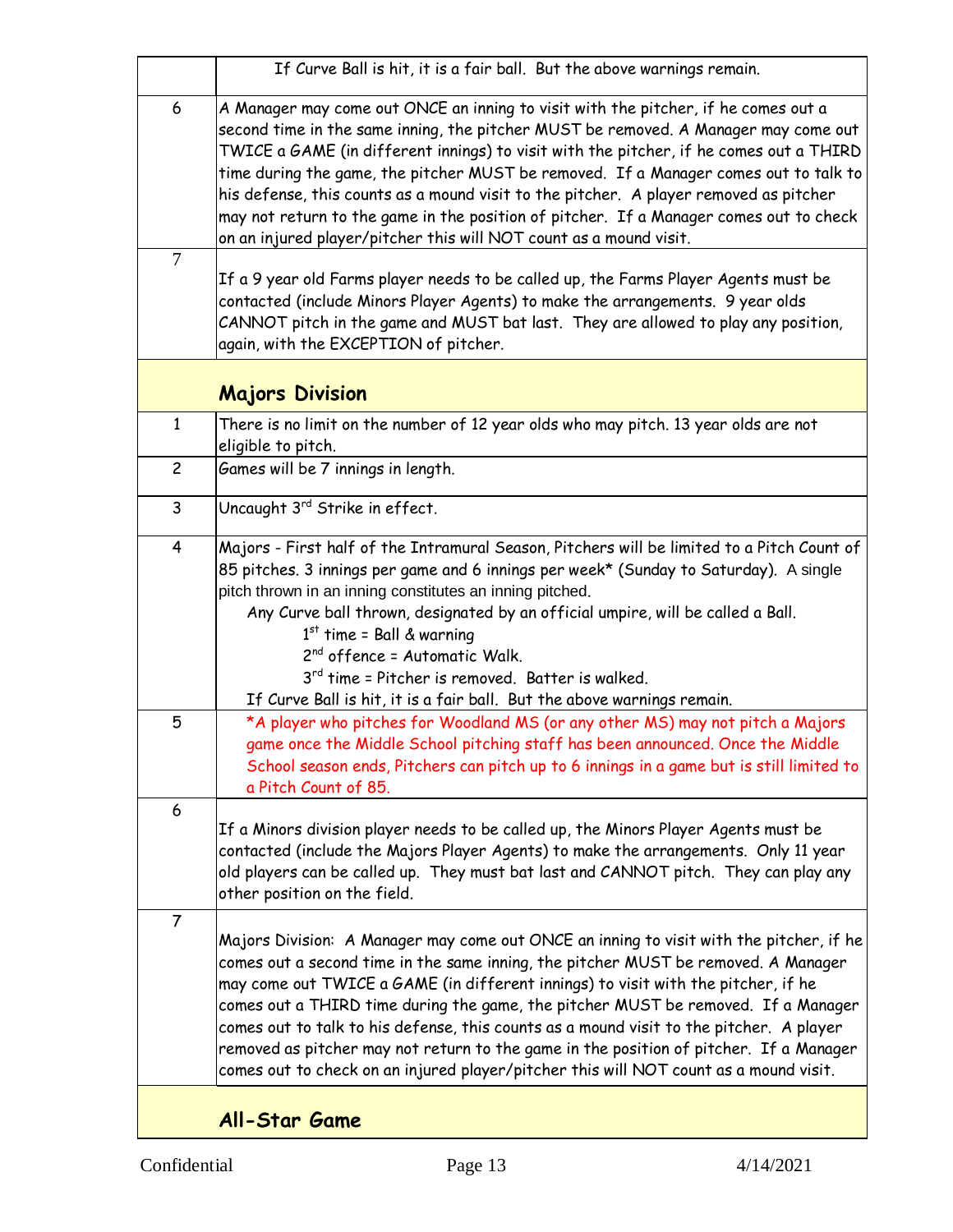| | |
|---|---|
| | If Curve Ball is hit, it is a fair ball. But the above warnings remain. |
| 6 | A Manager may come out ONCE an inning to visit with the pitcher, if he comes out a second time in the same inning, the pitcher MUST be removed. A Manager may come out TWICE a GAME (in different innings) to visit with the pitcher, if he comes out a THIRD time during the game, the pitcher MUST be removed. If a Manager comes out to talk to his defense, this counts as a mound visit to the pitcher. A player removed as pitcher may not return to the game in the position of pitcher. If a Manager comes out to check on an injured player/pitcher this will NOT count as a mound visit. |
| 7 | If a 9 year old Farms player needs to be called up, the Farms Player Agents must be contacted (include Minors Player Agents) to make the arrangements. 9 year olds CANNOT pitch in the game and MUST bat last. They are allowed to play any position, again, with the EXCEPTION of pitcher. |
| | **Majors Division** |
| 1 | There is no limit on the number of 12 year olds who may pitch. 13 year olds are not eligible to pitch. |
| 2 | Games will be 7 innings in length. |
| 3 | Uncaught 3rd Strike in effect. |
| 4 | Majors - First half of the Intramural Season, Pitchers will be limited to a Pitch Count of 85 pitches. 3 innings per game and 6 innings per week* (Sunday to Saturday). A single pitch thrown in an inning constitutes an inning pitched.<br>Any Curve ball thrown, designated by an official umpire, will be called a Ball.<br>1st time = Ball & warning<br>2nd offence = Automatic Walk.<br>3rd time = Pitcher is removed. Batter is walked.<br>If Curve Ball is hit, it is a fair ball. But the above warnings remain. |
| 5 | *A player who pitches for Woodland MS (or any other MS) may not pitch a Majors game once the Middle School pitching staff has been announced. Once the Middle School season ends, Pitchers can pitch up to 6 innings in a game but is still limited to a Pitch Count of 85. |
| 6 | If a Minors division player needs to be called up, the Minors Player Agents must be contacted (include the Majors Player Agents) to make the arrangements. Only 11 year old players can be called up. They must bat last and CANNOT pitch. They can play any other position on the field. |
| 7 | Majors Division: A Manager may come out ONCE an inning to visit with the pitcher, if he comes out a second time in the same inning, the pitcher MUST be removed. A Manager may come out TWICE a GAME (in different innings) to visit with the pitcher, if he comes out a THIRD time during the game, the pitcher MUST be removed. If a Manager comes out to talk to his defense, this counts as a mound visit to the pitcher. A player removed as pitcher may not return to the game in the position of pitcher. If a Manager comes out to check on an injured player/pitcher this will NOT count as a mound visit. |
| | **All-Star Game** |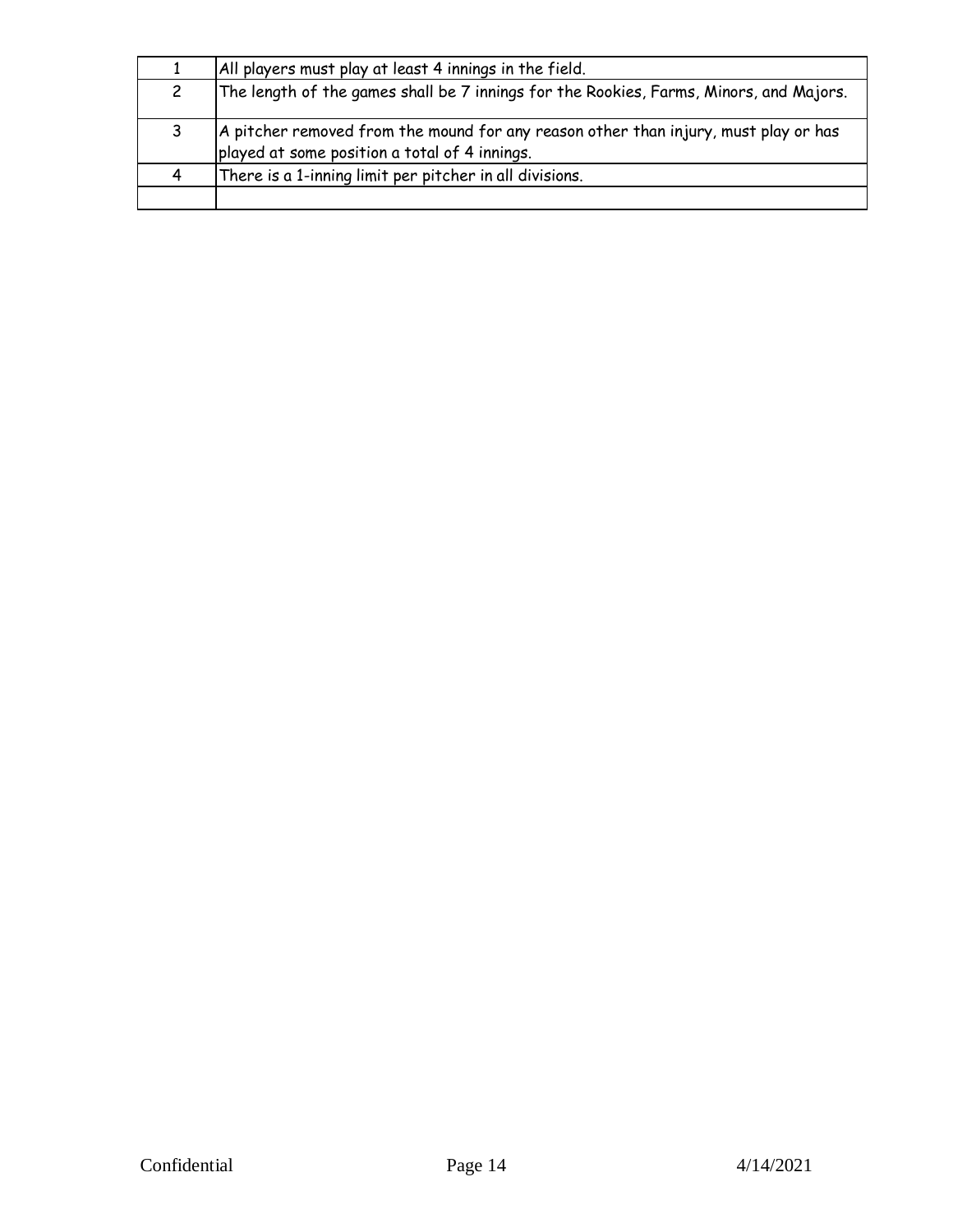| | |
|---|---|
| 1 | All players must play at least 4 innings in the field. |
| 2 | The length of the games shall be 7 innings for the Rookies, Farms, Minors, and Majors. |
| 3 | A pitcher removed from the mound for any reason other than injury, must play or has played at some position a total of 4 innings. |
| 4 | There is a 1-inning limit per pitcher in all divisions. |
| | |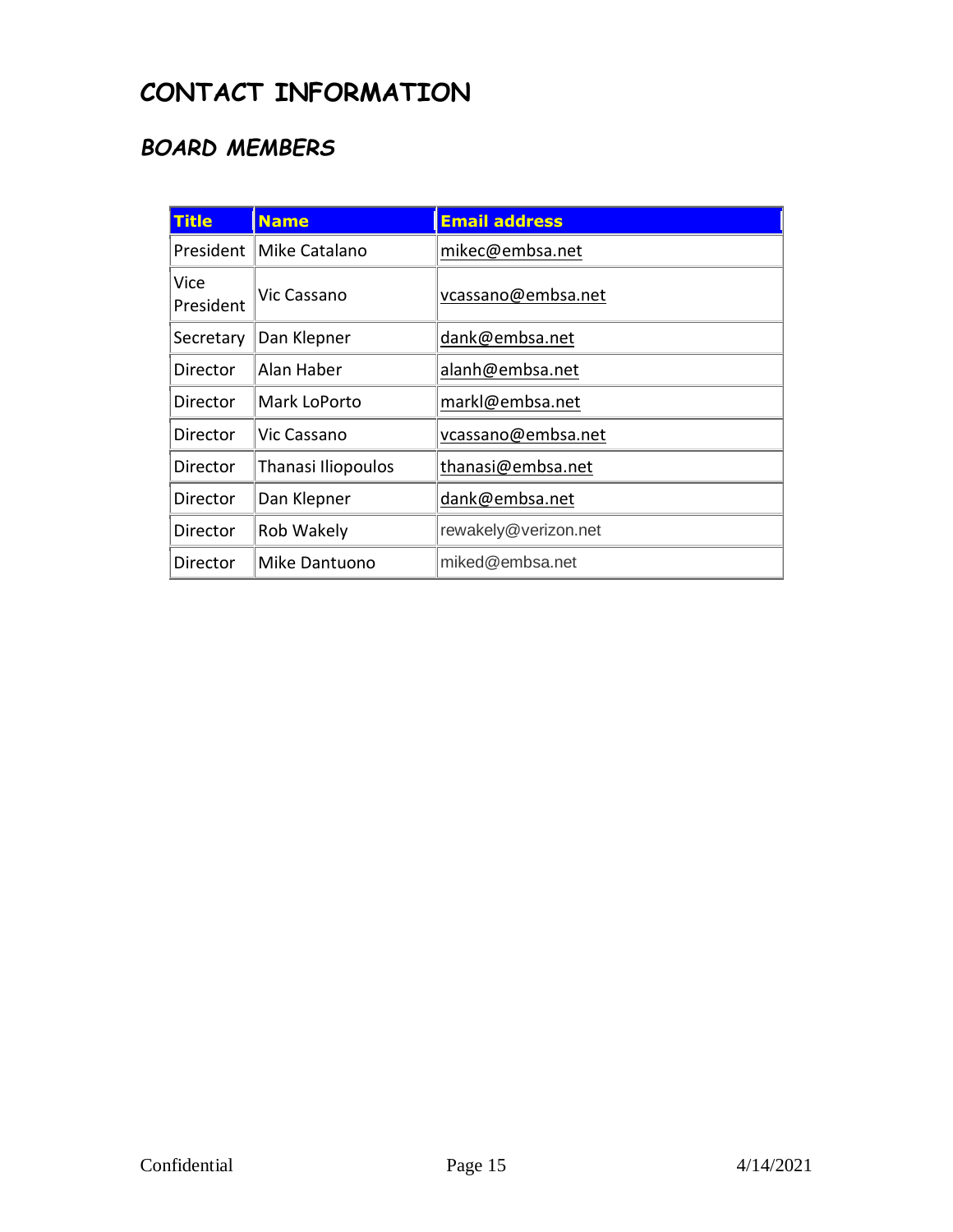# CONTACT INFORMATION

## *BOARD MEMBERS*

| Title | Name | Email address |
|---|---|---|
| President | Mike Catalano | mikec@embsa.net |
| Vice President | Vic Cassano | vcassano@embsa.net |
| Secretary | Dan Klepner | dank@embsa.net |
| Director | Alan Haber | alanh@embsa.net |
| Director | Mark LoPorto | markl@embsa.net |
| Director | Vic Cassano | vcassano@embsa.net |
| Director | Thanasi Iliopoulos | thanasi@embsa.net |
| Director | Dan Klepner | dank@embsa.net |
| Director | Rob Wakely | rewakely@verizon.net |
| Director | Mike Dantuono | miked@embsa.net |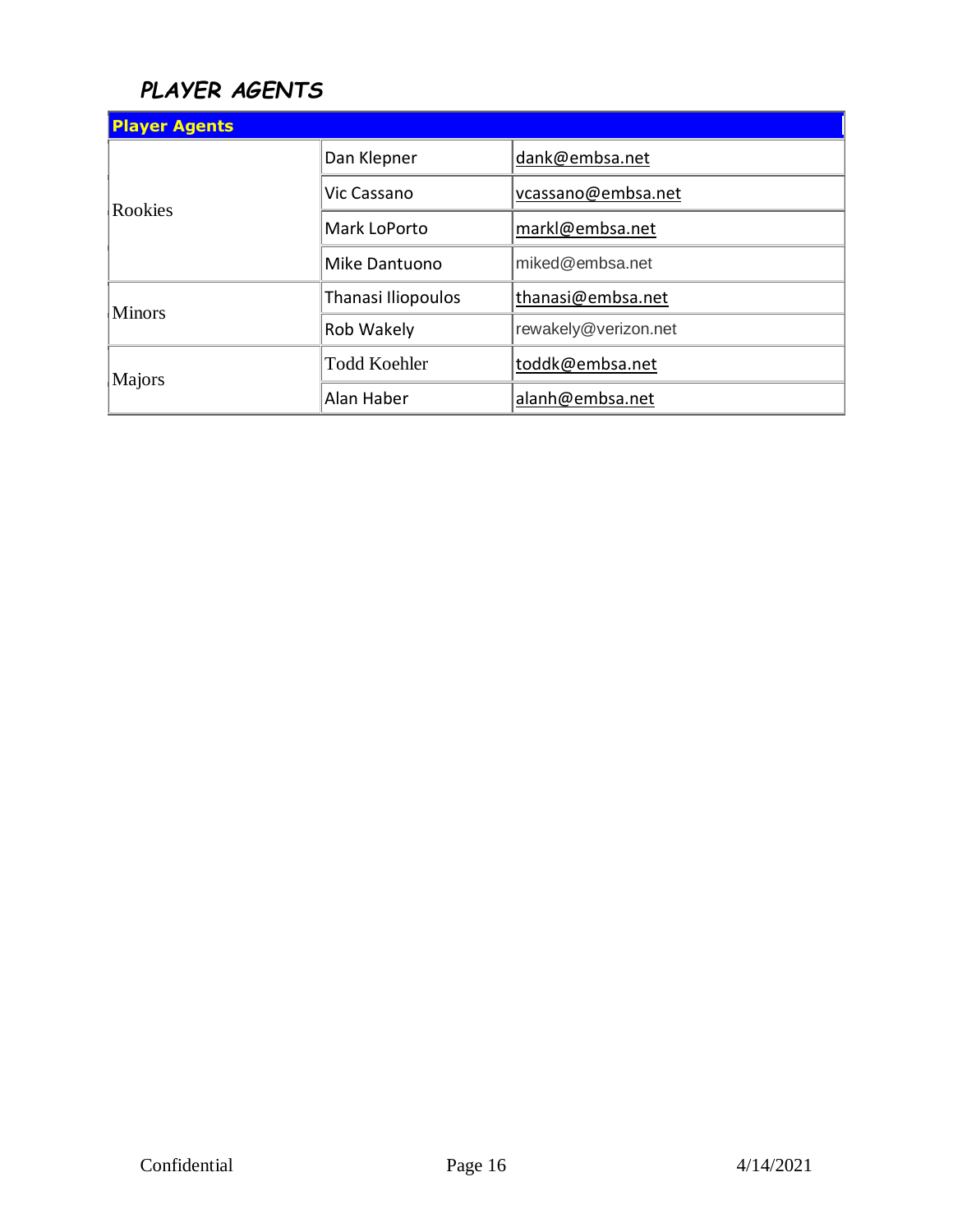## PLAYER AGENTS

| Player Agents | | |
|---|---|---|
| Rookies | Dan Klepner | dank@embsa.net |
| | Vic Cassano | vcassano@embsa.net |
| | Mark LoPorto | markl@embsa.net |
| | Mike Dantuono | miked@embsa.net |
| Minors | Thanasi Iliopoulos | thanasi@embsa.net |
| | Rob Wakely | rewakely@verizon.net |
| Majors | Todd Koehler | toddk@embsa.net |
| | Alan Haber | alanh@embsa.net |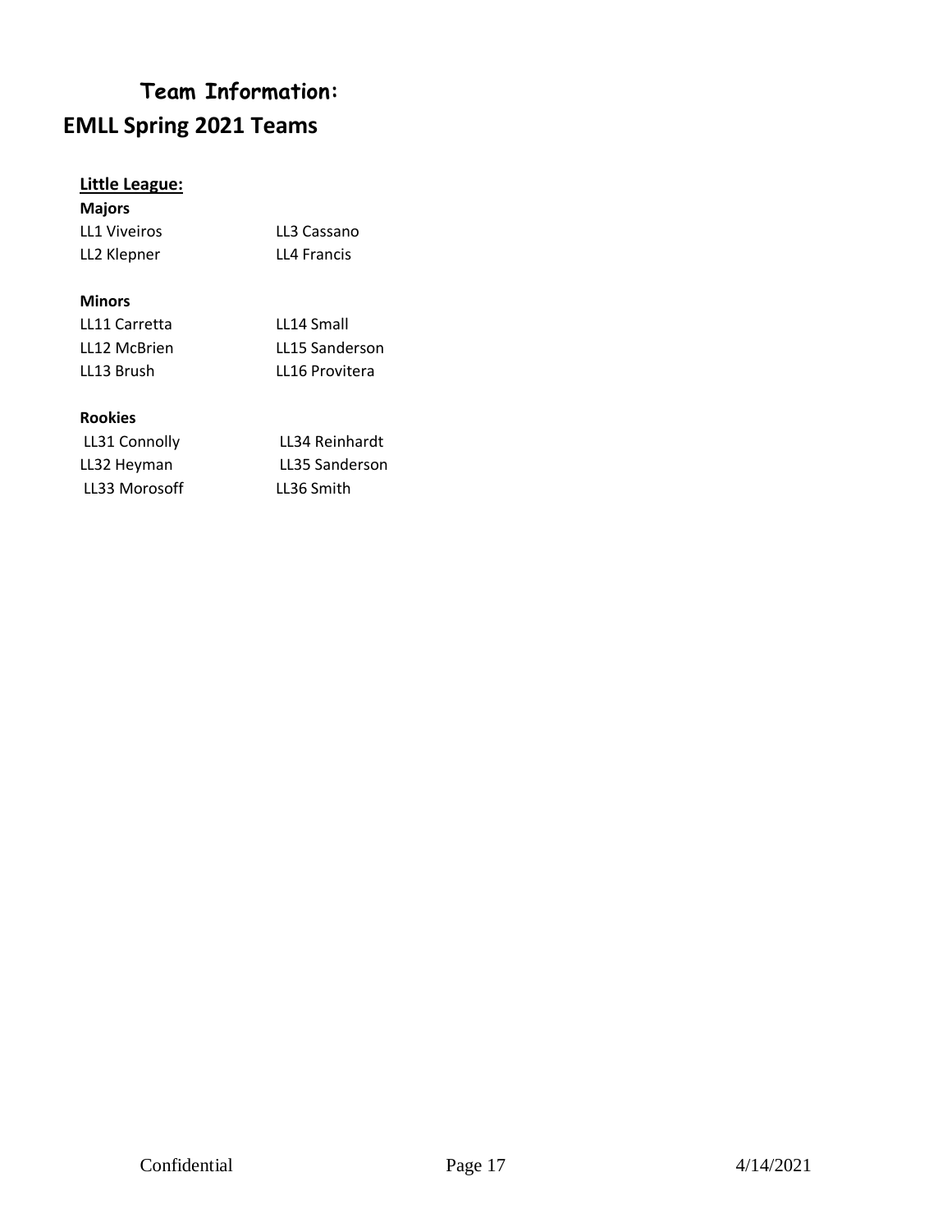## Team Information:

# EMLL Spring 2021 Teams

**Little League:**

**Majors**

| | |
|---|---|
| LL1 Viveiros | LL3 Cassano |
| LL2 Klepner | LL4 Francis |

**Minors**

| | |
|---|---|
| LL11 Carretta | LL14 Small |
| LL12 McBrien | LL15 Sanderson |
| LL13 Brush | LL16 Provitera |

**Rookies**

| | |
|---|---|
| LL31 Connolly | LL34 Reinhardt |
| LL32 Heyman | LL35 Sanderson |
| LL33 Morosoff | LL36 Smith |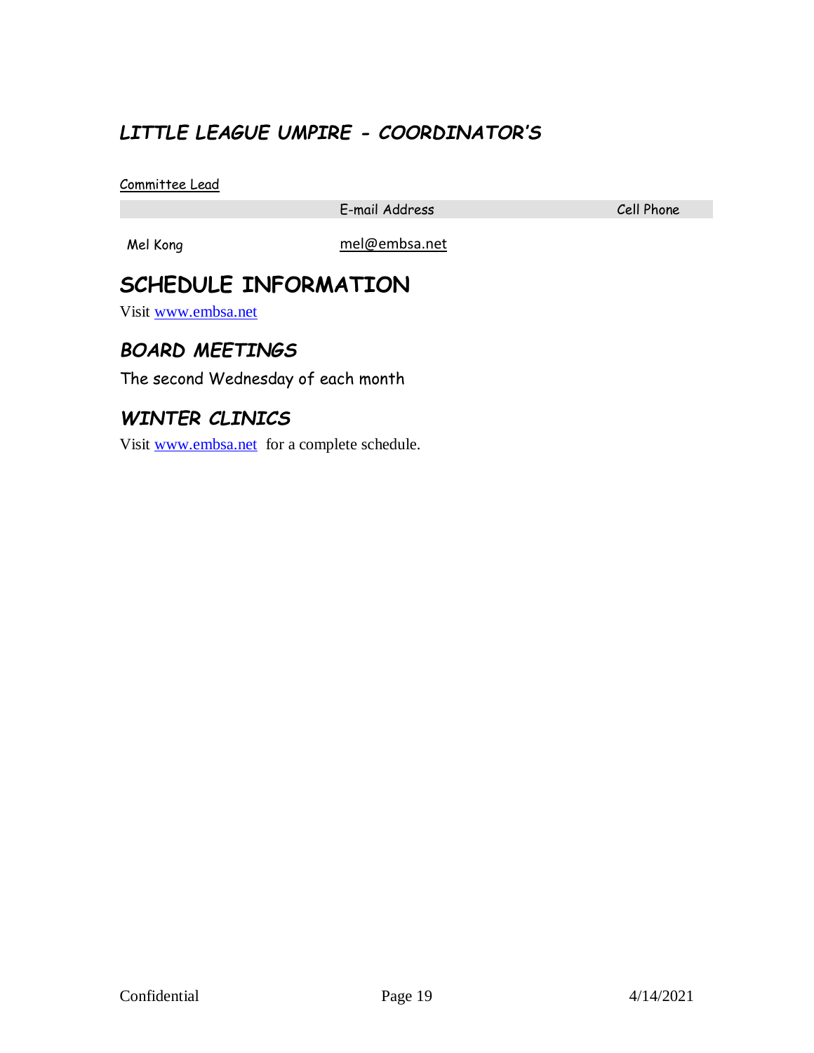## *LITTLE LEAGUE UMPIRE - COORDINATOR'S*

Committee Lead

| | E-mail Address | Cell Phone |
|---|---|---|
| Mel Kong | mel@embsa.net | |

# SCHEDULE INFORMATION

Visit www.embsa.net

## *BOARD MEETINGS*

The second Wednesday of each month

## *WINTER CLINICS*

Visit www.embsa.net for a complete schedule.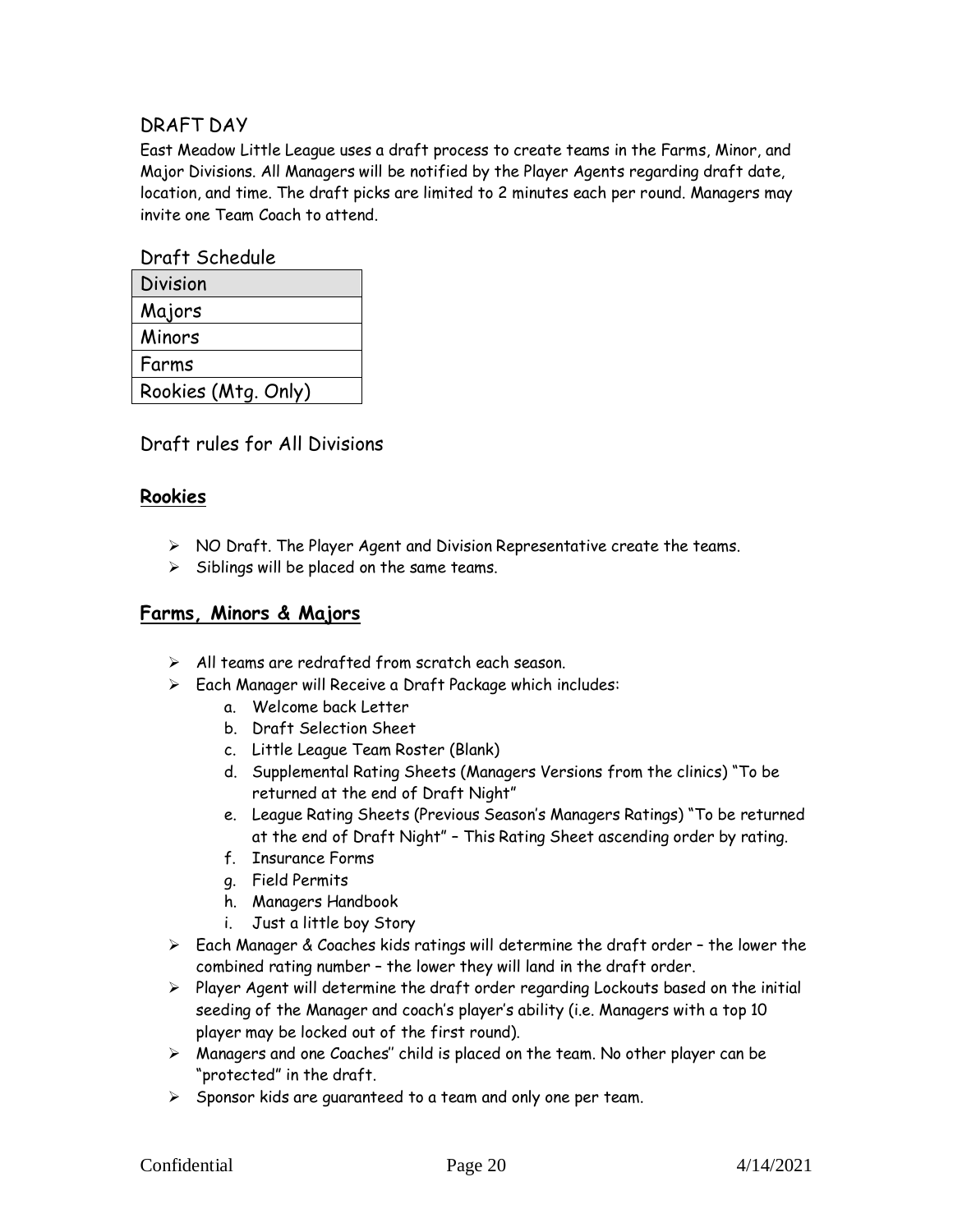## DRAFT DAY

East Meadow Little League uses a draft process to create teams in the Farms, Minor, and Major Divisions. All Managers will be notified by the Player Agents regarding draft date, location, and time. The draft picks are limited to 2 minutes each per round. Managers may invite one Team Coach to attend.

### Draft Schedule

| Division |
| --- |
| Majors |
| Minors |
| Farms |
| Rookies (Mtg. Only) |

### Draft rules for All Divisions

#### Rookies

- NO Draft. The Player Agent and Division Representative create the teams.
- Siblings will be placed on the same teams.

#### Farms, Minors & Majors

- All teams are redrafted from scratch each season.
- Each Manager will Receive a Draft Package which includes:
  a. Welcome back Letter
  b. Draft Selection Sheet
  c. Little League Team Roster (Blank)
  d. Supplemental Rating Sheets (Managers Versions from the clinics) "To be returned at the end of Draft Night"
  e. League Rating Sheets (Previous Season's Managers Ratings) "To be returned at the end of Draft Night" – This Rating Sheet ascending order by rating.
  f. Insurance Forms
  g. Field Permits
  h. Managers Handbook
  i. Just a little boy Story
- Each Manager & Coaches kids ratings will determine the draft order – the lower the combined rating number – the lower they will land in the draft order.
- Player Agent will determine the draft order regarding Lockouts based on the initial seeding of the Manager and coach's player's ability (i.e. Managers with a top 10 player may be locked out of the first round).
- Managers and one Coaches'' child is placed on the team. No other player can be "protected" in the draft.
- Sponsor kids are guaranteed to a team and only one per team.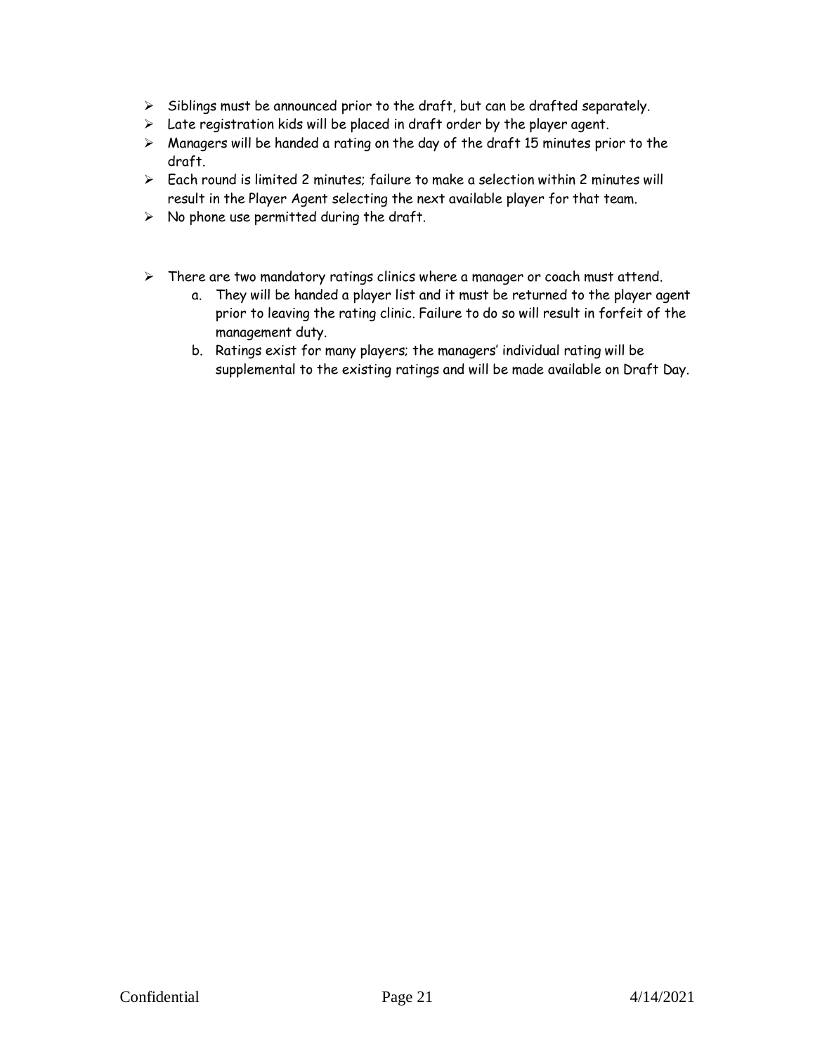- Siblings must be announced prior to the draft, but can be drafted separately.
- Late registration kids will be placed in draft order by the player agent.
- Managers will be handed a rating on the day of the draft 15 minutes prior to the draft.
- Each round is limited 2 minutes; failure to make a selection within 2 minutes will result in the Player Agent selecting the next available player for that team.
- No phone use permitted during the draft.

- There are two mandatory ratings clinics where a manager or coach must attend.
  a. They will be handed a player list and it must be returned to the player agent prior to leaving the rating clinic. Failure to do so will result in forfeit of the management duty.
  b. Ratings exist for many players; the managers' individual rating will be supplemental to the existing ratings and will be made available on Draft Day.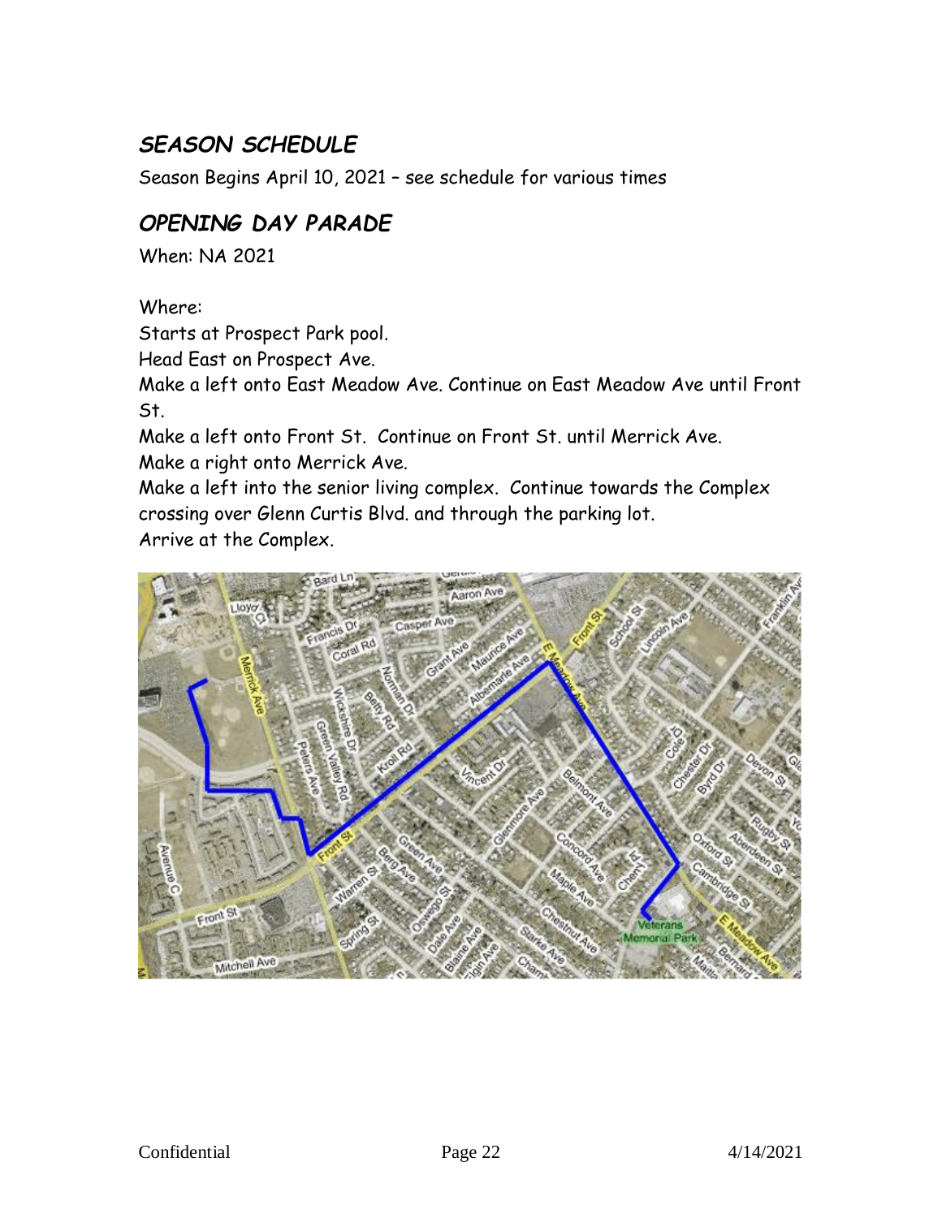## *SEASON SCHEDULE*

Season Begins April 10, 2021 – see schedule for various times

## *OPENING DAY PARADE*

When: NA 2021

Where:

Starts at Prospect Park pool.

Head East on Prospect Ave.

Make a left onto East Meadow Ave. Continue on East Meadow Ave until Front St.

Make a left onto Front St. Continue on Front St. until Merrick Ave.

Make a right onto Merrick Ave.

Make a left into the senior living complex. Continue towards the Complex crossing over Glenn Curtis Blvd. and through the parking lot.

Arrive at the Complex.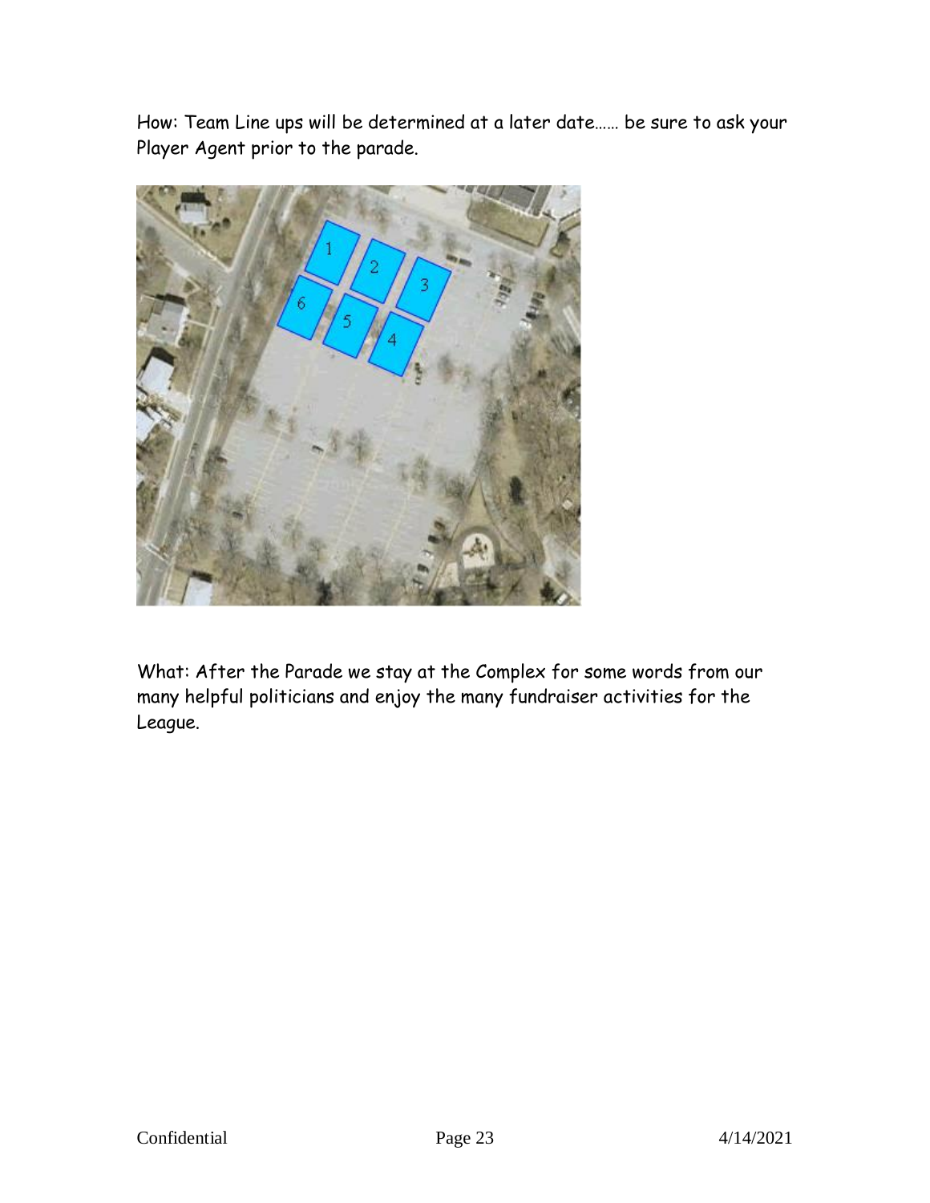How: Team Line ups will be determined at a later date…… be sure to ask your Player Agent prior to the parade.

What: After the Parade we stay at the Complex for some words from our many helpful politicians and enjoy the many fundraiser activities for the League.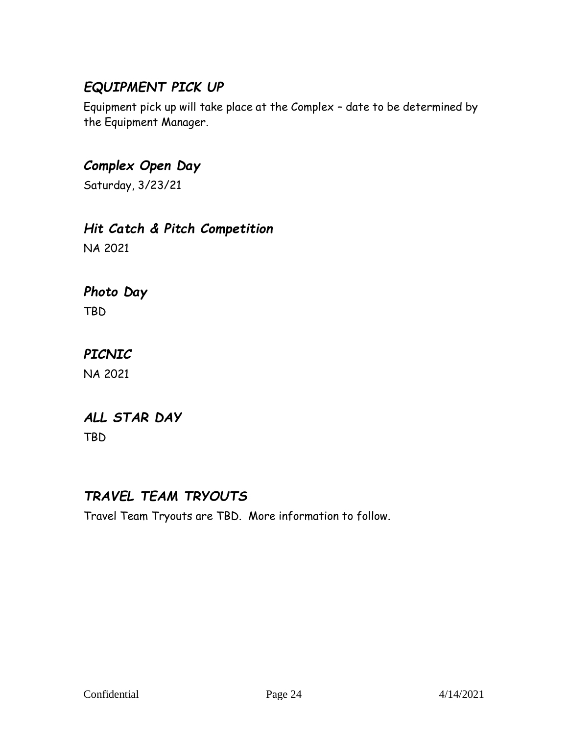## *EQUIPMENT PICK UP*

Equipment pick up will take place at the Complex – date to be determined by the Equipment Manager.

## *Complex Open Day*

Saturday, 3/23/21

## *Hit Catch & Pitch Competition*

NA 2021

## *Photo Day*

TBD

## *PICNIC*

NA 2021

## *ALL STAR DAY*

TBD

## *TRAVEL TEAM TRYOUTS*

Travel Team Tryouts are TBD. More information to follow.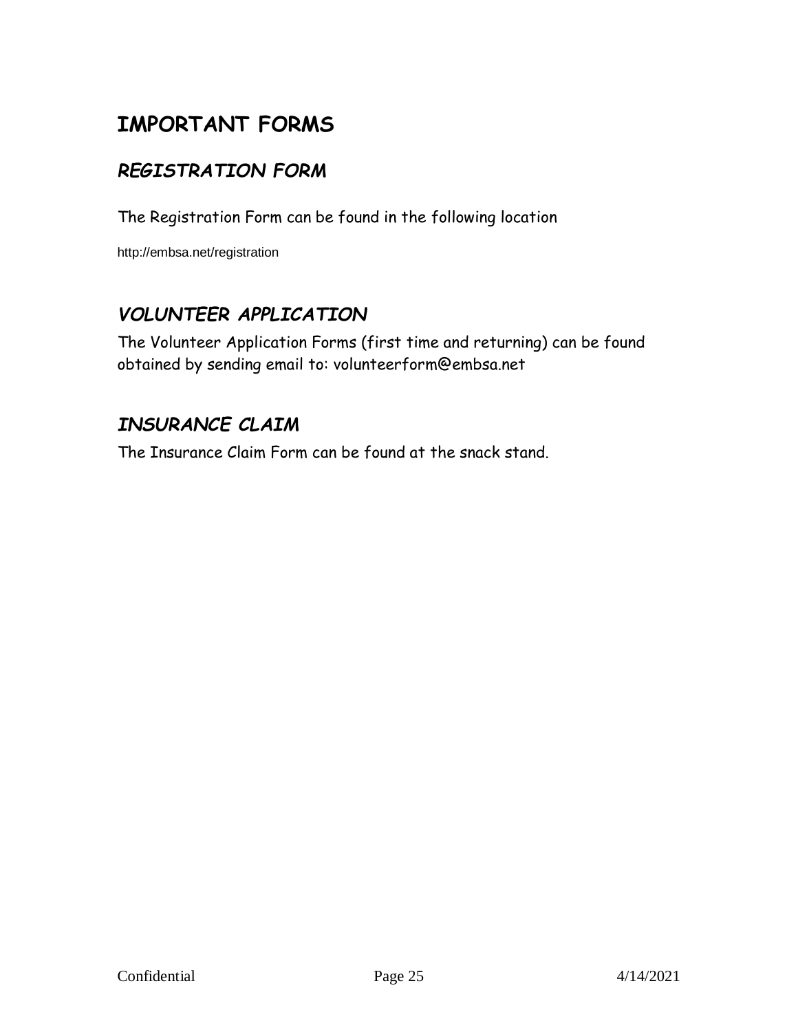# IMPORTANT FORMS

## *REGISTRATION FORM*

The Registration Form can be found in the following location

http://embsa.net/registration

## *VOLUNTEER APPLICATION*

The Volunteer Application Forms (first time and returning) can be found obtained by sending email to: volunteerform@embsa.net

## *INSURANCE CLAIM*

The Insurance Claim Form can be found at the snack stand.